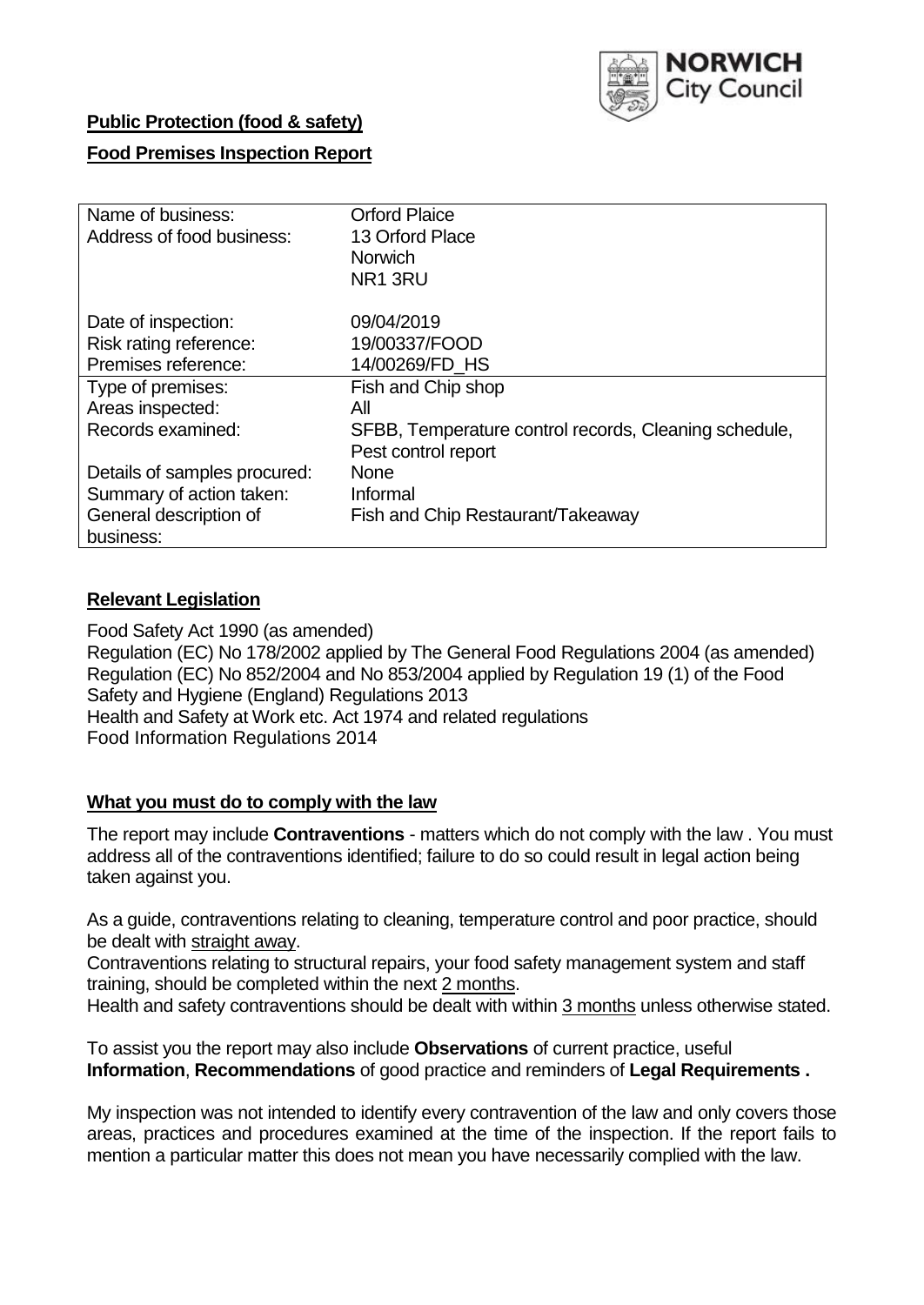**Public Protection (food & safety)**

**Food Premises Inspection Report**

| | |
|---|---|
| Name of business: | Orford Plaice |
| Address of food business: | 13 Orford Place<br>Norwich<br>NR1 3RU |
| Date of inspection: | 09/04/2019 |
| Risk rating reference: | 19/00337/FOOD |
| Premises reference: | 14/00269/FD_HS |
| Type of premises: | Fish and Chip shop |
| Areas inspected: | All |
| Records examined: | SFBB, Temperature control records, Cleaning schedule, Pest control report |
| Details of samples procured: | None |
| Summary of action taken: | Informal |
| General description of business: | Fish and Chip Restaurant/Takeaway |

## **Relevant Legislation**

Food Safety Act 1990 (as amended)
Regulation (EC) No 178/2002 applied by The General Food Regulations 2004 (as amended)
Regulation (EC) No 852/2004 and No 853/2004 applied by Regulation 19 (1) of the Food Safety and Hygiene (England) Regulations 2013
Health and Safety at Work etc. Act 1974 and related regulations
Food Information Regulations 2014

## **What you must do to comply with the law**

The report may include **Contraventions** - matters which do not comply with the law . You must address all of the contraventions identified; failure to do so could result in legal action being taken against you.

As a guide, contraventions relating to cleaning, temperature control and poor practice, should be dealt with straight away.

Contraventions relating to structural repairs, your food safety management system and staff training, should be completed within the next 2 months.

Health and safety contraventions should be dealt with within 3 months unless otherwise stated.

To assist you the report may also include **Observations** of current practice, useful **Information**, **Recommendations** of good practice and reminders of **Legal Requirements .**

My inspection was not intended to identify every contravention of the law and only covers those areas, practices and procedures examined at the time of the inspection. If the report fails to mention a particular matter this does not mean you have necessarily complied with the law.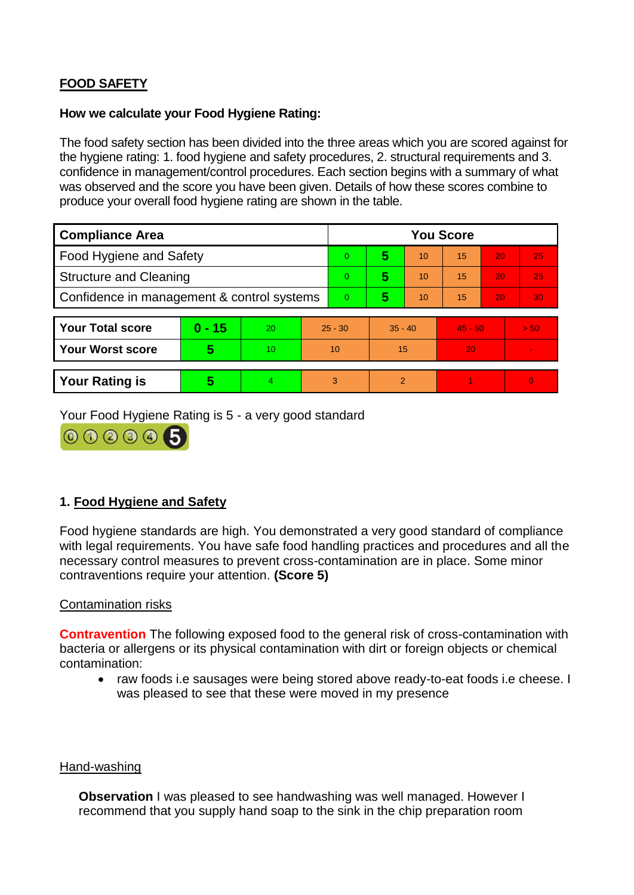**FOOD SAFETY**

**How we calculate your Food Hygiene Rating:**

The food safety section has been divided into the three areas which you are scored against for the hygiene rating: 1. food hygiene and safety procedures, 2. structural requirements and 3. confidence in management/control procedures. Each section begins with a summary of what was observed and the score you have been given. Details of how these scores combine to produce your overall food hygiene rating are shown in the table.

| Compliance Area | You Score | | | | | |
|---|---|---|---|---|---|---|
| Food Hygiene and Safety | 0 | **5** | 10 | 15 | 20 | 25 |
| Structure and Cleaning | 0 | **5** | 10 | 15 | 20 | 25 |
| Confidence in management & control systems | 0 | **5** | 10 | 15 | 20 | 30 |

| | | | | | | |
|---|---|---|---|---|---|---|
| **Your Total score** | **0 - 15** | 20 | 25 - 30 | 35 - 40 | 45 - 50 | > 50 |
| **Your Worst score** | **5** | 10 | 10 | 15 | 20 | - |

| | | | | | | |
|---|---|---|---|---|---|---|
| **Your Rating is** | **5** | 4 | 3 | 2 | 1 | 0 |

Your Food Hygiene Rating is 5 - a very good standard

## 1. Food Hygiene and Safety

Food hygiene standards are high. You demonstrated a very good standard of compliance with legal requirements. You have safe food handling practices and procedures and all the necessary control measures to prevent cross-contamination are in place. Some minor contraventions require your attention. **(Score 5)**

Contamination risks

**Contravention** The following exposed food to the general risk of cross-contamination with bacteria or allergens or its physical contamination with dirt or foreign objects or chemical contamination:

- raw foods i.e sausages were being stored above ready-to-eat foods i.e cheese. I was pleased to see that these were moved in my presence

Hand-washing

**Observation** I was pleased to see handwashing was well managed. However I recommend that you supply hand soap to the sink in the chip preparation room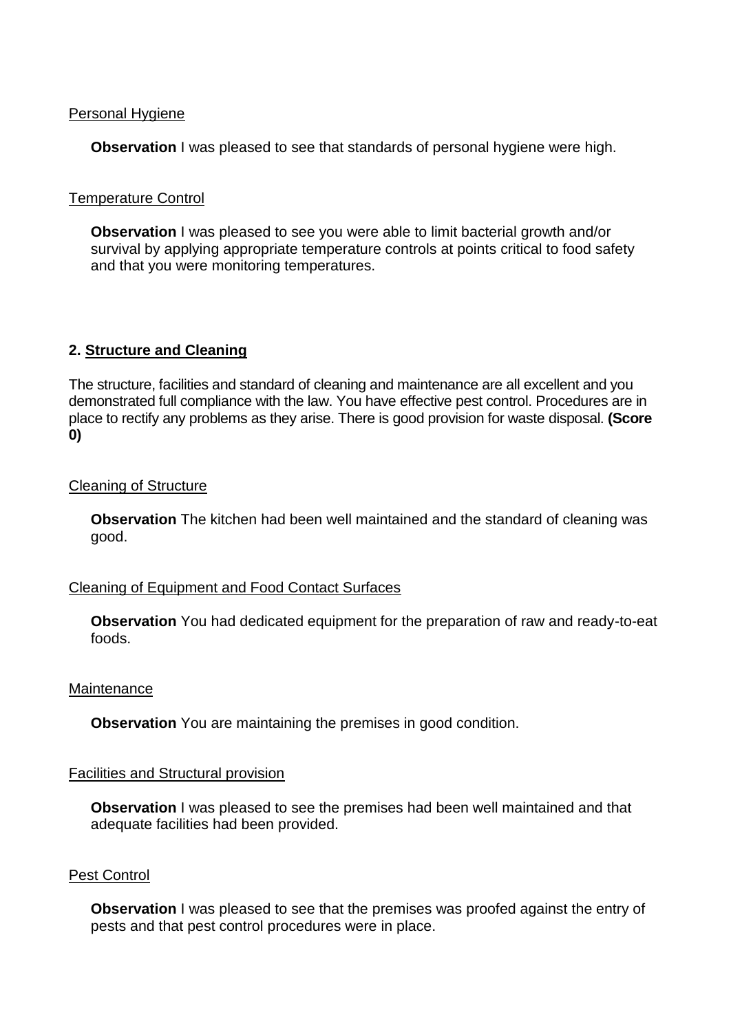Personal Hygiene

**Observation** I was pleased to see that standards of personal hygiene were high.

Temperature Control

**Observation** I was pleased to see you were able to limit bacterial growth and/or survival by applying appropriate temperature controls at points critical to food safety and that you were monitoring temperatures.

## 2. Structure and Cleaning

The structure, facilities and standard of cleaning and maintenance are all excellent and you demonstrated full compliance with the law. You have effective pest control. Procedures are in place to rectify any problems as they arise. There is good provision for waste disposal. **(Score 0)**

Cleaning of Structure

**Observation** The kitchen had been well maintained and the standard of cleaning was good.

Cleaning of Equipment and Food Contact Surfaces

**Observation** You had dedicated equipment for the preparation of raw and ready-to-eat foods.

Maintenance

**Observation** You are maintaining the premises in good condition.

Facilities and Structural provision

**Observation** I was pleased to see the premises had been well maintained and that adequate facilities had been provided.

Pest Control

**Observation** I was pleased to see that the premises was proofed against the entry of pests and that pest control procedures were in place.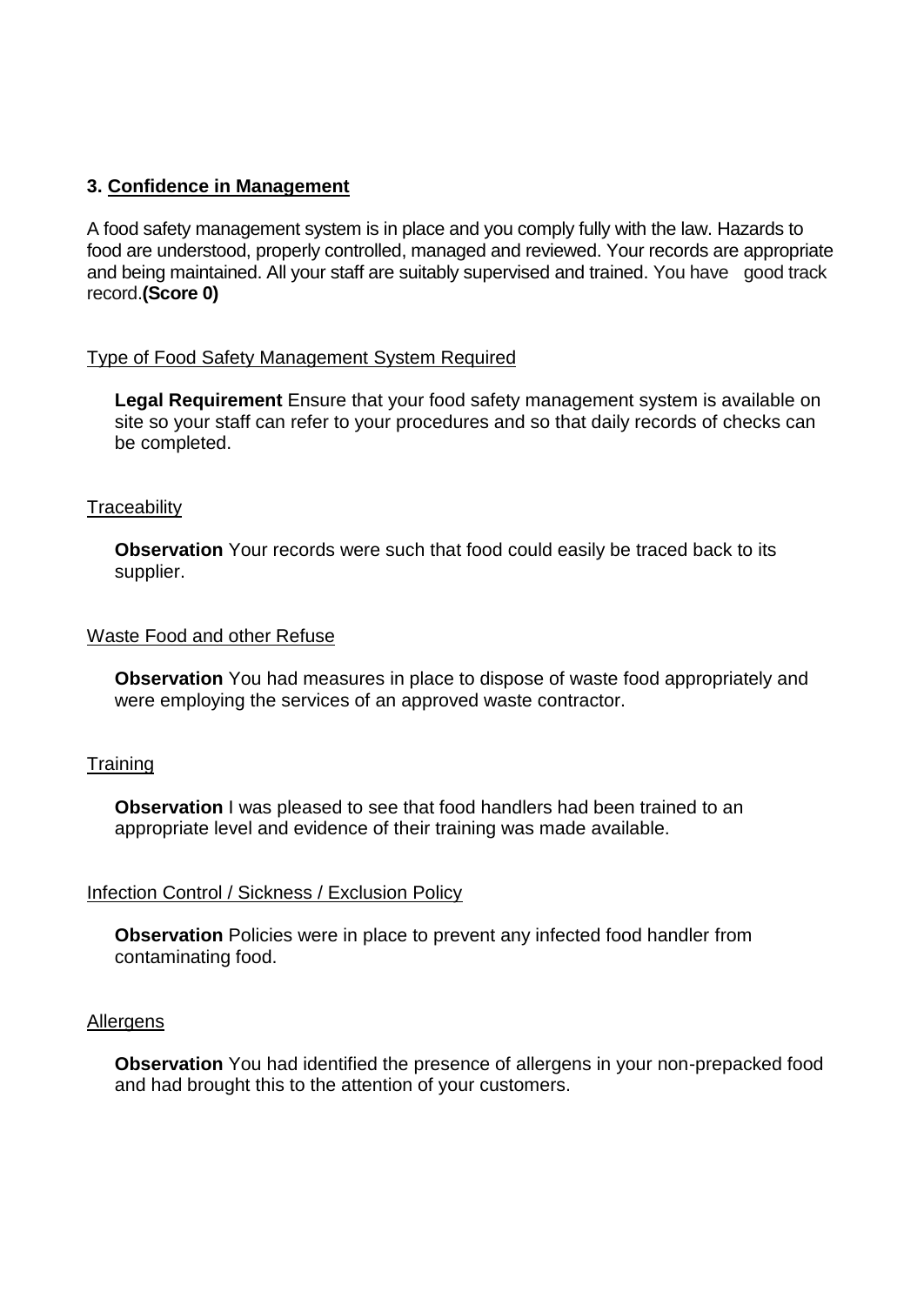### 3. Confidence in Management

A food safety management system is in place and you comply fully with the law. Hazards to food are understood, properly controlled, managed and reviewed. Your records are appropriate and being maintained. All your staff are suitably supervised and trained. You have good track record.**(Score 0)**

Type of Food Safety Management System Required

**Legal Requirement** Ensure that your food safety management system is available on site so your staff can refer to your procedures and so that daily records of checks can be completed.

Traceability

**Observation** Your records were such that food could easily be traced back to its supplier.

Waste Food and other Refuse

**Observation** You had measures in place to dispose of waste food appropriately and were employing the services of an approved waste contractor.

Training

**Observation** I was pleased to see that food handlers had been trained to an appropriate level and evidence of their training was made available.

Infection Control / Sickness / Exclusion Policy

**Observation** Policies were in place to prevent any infected food handler from contaminating food.

Allergens

**Observation** You had identified the presence of allergens in your non-prepacked food and had brought this to the attention of your customers.